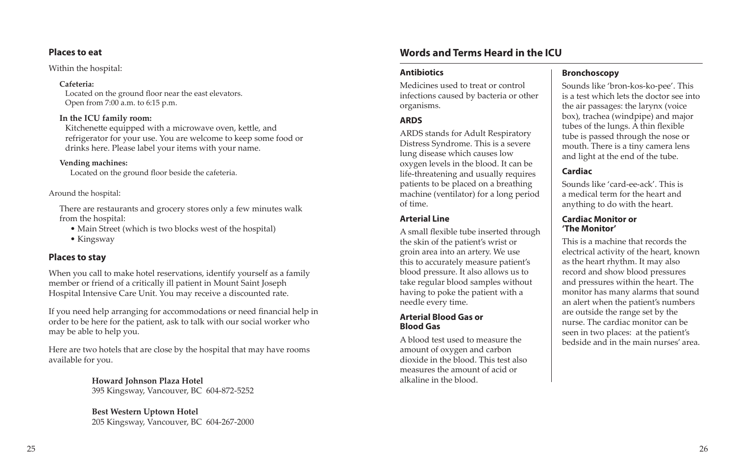## Places to eat

Within the hospital:

**Cafeteria:**
Located on the ground floor near the east elevators.
Open from 7:00 a.m. to 6:15 p.m.

**In the ICU family room:**
Kitchenette equipped with a microwave oven, kettle, and refrigerator for your use. You are welcome to keep some food or drinks here. Please label your items with your name.

**Vending machines:**
Located on the ground floor beside the cafeteria.

Around the hospital:

There are restaurants and grocery stores only a few minutes walk from the hospital:

- Main Street (which is two blocks west of the hospital)
- Kingsway

## Places to stay

When you call to make hotel reservations, identify yourself as a family member or friend of a critically ill patient in Mount Saint Joseph Hospital Intensive Care Unit. You may receive a discounted rate.

If you need help arranging for accommodations or need financial help in order to be here for the patient, ask to talk with our social worker who may be able to help you.

Here are two hotels that are close by the hospital that may have rooms available for you.

**Howard Johnson Plaza Hotel**
395 Kingsway, Vancouver, BC 604-872-5252

**Best Western Uptown Hotel**
205 Kingsway, Vancouver, BC 604-267-2000

## Words and Terms Heard in the ICU

### Antibiotics

Medicines used to treat or control infections caused by bacteria or other organisms.

### ARDS

ARDS stands for Adult Respiratory Distress Syndrome. This is a severe lung disease which causes low oxygen levels in the blood. It can be life-threatening and usually requires patients to be placed on a breathing machine (ventilator) for a long period of time.

### Arterial Line

A small flexible tube inserted through the skin of the patient's wrist or groin area into an artery. We use this to accurately measure patient's blood pressure. It also allows us to take regular blood samples without having to poke the patient with a needle every time.

### Arterial Blood Gas or Blood Gas

A blood test used to measure the amount of oxygen and carbon dioxide in the blood. This test also measures the amount of acid or alkaline in the blood.

### Bronchoscopy

Sounds like 'bron-kos-ko-pee'. This is a test which lets the doctor see into the air passages: the larynx (voice box), trachea (windpipe) and major tubes of the lungs. A thin flexible tube is passed through the nose or mouth. There is a tiny camera lens and light at the end of the tube.

### Cardiac

Sounds like 'card-ee-ack'. This is a medical term for the heart and anything to do with the heart.

### Cardiac Monitor or 'The Monitor'

This is a machine that records the electrical activity of the heart, known as the heart rhythm. It may also record and show blood pressures and pressures within the heart. The monitor has many alarms that sound an alert when the patient's numbers are outside the range set by the nurse. The cardiac monitor can be seen in two places: at the patient's bedside and in the main nurses' area.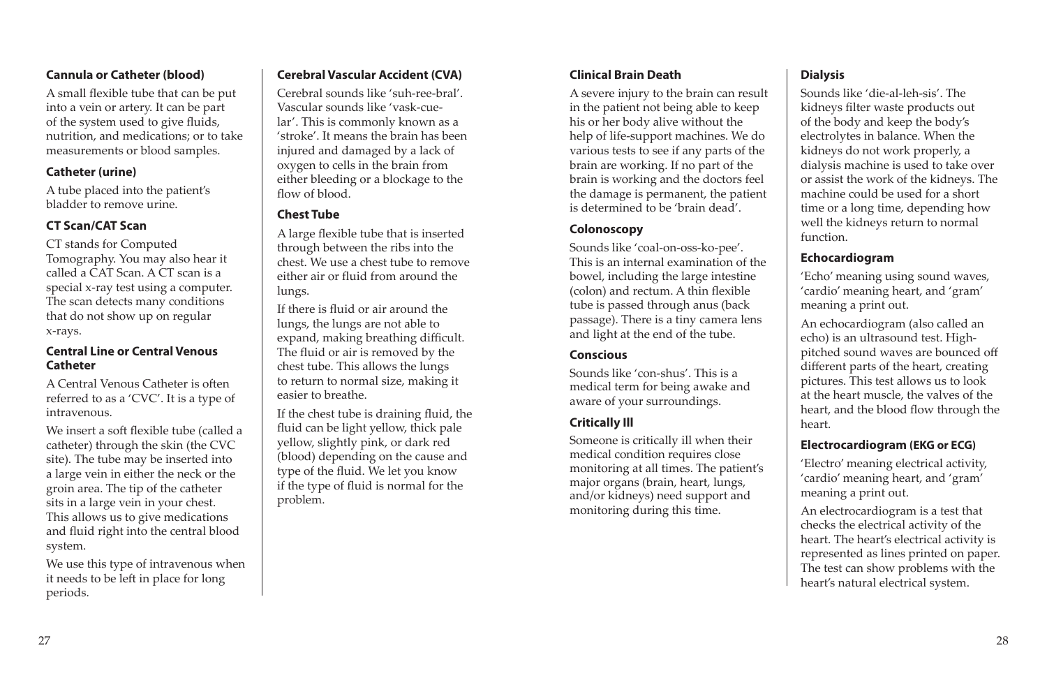### Cannula or Catheter (blood)

A small flexible tube that can be put into a vein or artery. It can be part of the system used to give fluids, nutrition, and medications; or to take measurements or blood samples.

### Catheter (urine)

A tube placed into the patient's bladder to remove urine.

### CT Scan/CAT Scan

CT stands for Computed Tomography. You may also hear it called a CAT Scan. A CT scan is a special x-ray test using a computer. The scan detects many conditions that do not show up on regular x-rays.

### Central Line or Central Venous Catheter

A Central Venous Catheter is often referred to as a 'CVC'. It is a type of intravenous.

We insert a soft flexible tube (called a catheter) through the skin (the CVC site). The tube may be inserted into a large vein in either the neck or the groin area. The tip of the catheter sits in a large vein in your chest. This allows us to give medications and fluid right into the central blood system.

We use this type of intravenous when it needs to be left in place for long periods.

### Cerebral Vascular Accident (CVA)

Cerebral sounds like 'suh-ree-bral'. Vascular sounds like 'vask-cue-lar'. This is commonly known as a 'stroke'. It means the brain has been injured and damaged by a lack of oxygen to cells in the brain from either bleeding or a blockage to the flow of blood.

### Chest Tube

A large flexible tube that is inserted through between the ribs into the chest. We use a chest tube to remove either air or fluid from around the lungs.

If there is fluid or air around the lungs, the lungs are not able to expand, making breathing difficult. The fluid or air is removed by the chest tube. This allows the lungs to return to normal size, making it easier to breathe.

If the chest tube is draining fluid, the fluid can be light yellow, thick pale yellow, slightly pink, or dark red (blood) depending on the cause and type of the fluid. We let you know if the type of fluid is normal for the problem.

### Clinical Brain Death

A severe injury to the brain can result in the patient not being able to keep his or her body alive without the help of life-support machines. We do various tests to see if any parts of the brain are working. If no part of the brain is working and the doctors feel the damage is permanent, the patient is determined to be 'brain dead'.

### Colonoscopy

Sounds like 'coal-on-oss-ko-pee'. This is an internal examination of the bowel, including the large intestine (colon) and rectum. A thin flexible tube is passed through anus (back passage). There is a tiny camera lens and light at the end of the tube.

### Conscious

Sounds like 'con-shus'. This is a medical term for being awake and aware of your surroundings.

### Critically Ill

Someone is critically ill when their medical condition requires close monitoring at all times. The patient's major organs (brain, heart, lungs, and/or kidneys) need support and monitoring during this time.

### Dialysis

Sounds like 'die-al-leh-sis'. The kidneys filter waste products out of the body and keep the body's electrolytes in balance. When the kidneys do not work properly, a dialysis machine is used to take over or assist the work of the kidneys. The machine could be used for a short time or a long time, depending how well the kidneys return to normal function.

### Echocardiogram

'Echo' meaning using sound waves, 'cardio' meaning heart, and 'gram' meaning a print out.

An echocardiogram (also called an echo) is an ultrasound test. High-pitched sound waves are bounced off different parts of the heart, creating pictures. This test allows us to look at the heart muscle, the valves of the heart, and the blood flow through the heart.

### Electrocardiogram (EKG or ECG)

'Electro' meaning electrical activity, 'cardio' meaning heart, and 'gram' meaning a print out.

An electrocardiogram is a test that checks the electrical activity of the heart. The heart's electrical activity is represented as lines printed on paper. The test can show problems with the heart's natural electrical system.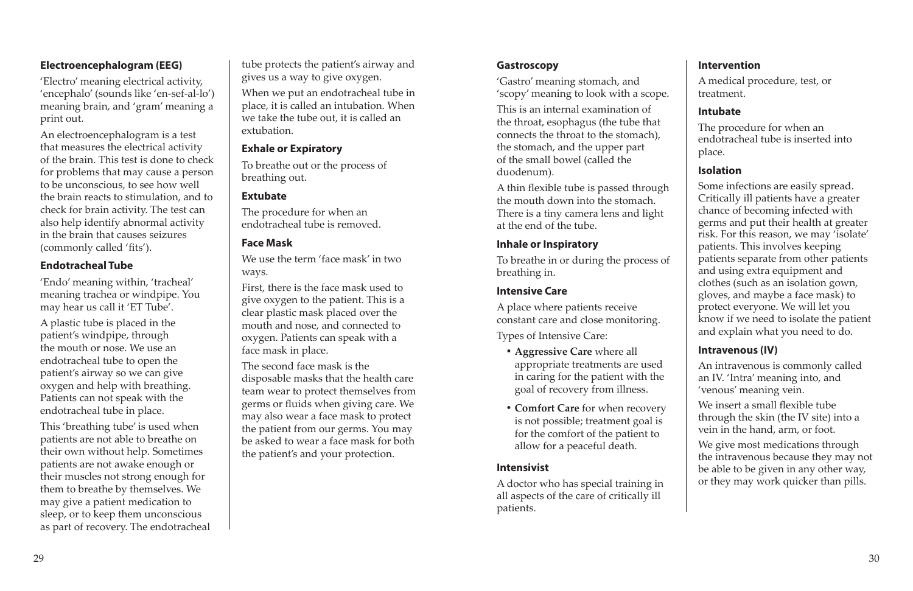### Electroencephalogram (EEG)

'Electro' meaning electrical activity, 'encephalo' (sounds like 'en-sef-al-lo') meaning brain, and 'gram' meaning a print out.

An electroencephalogram is a test that measures the electrical activity of the brain. This test is done to check for problems that may cause a person to be unconscious, to see how well the brain reacts to stimulation, and to check for brain activity. The test can also help identify abnormal activity in the brain that causes seizures (commonly called 'fits').

### Endotracheal Tube

'Endo' meaning within, 'tracheal' meaning trachea or windpipe. You may hear us call it 'ET Tube'.

A plastic tube is placed in the patient's windpipe, through the mouth or nose. We use an endotracheal tube to open the patient's airway so we can give oxygen and help with breathing. Patients can not speak with the endotracheal tube in place.

This 'breathing tube' is used when patients are not able to breathe on their own without help. Sometimes patients are not awake enough or their muscles not strong enough for them to breathe by themselves. We may give a patient medication to sleep, or to keep them unconscious as part of recovery. The endotracheal tube protects the patient's airway and gives us a way to give oxygen.

When we put an endotracheal tube in place, it is called an intubation. When we take the tube out, it is called an extubation.

### Exhale or Expiratory

To breathe out or the process of breathing out.

### Extubate

The procedure for when an endotracheal tube is removed.

### Face Mask

We use the term 'face mask' in two ways.

First, there is the face mask used to give oxygen to the patient. This is a clear plastic mask placed over the mouth and nose, and connected to oxygen. Patients can speak with a face mask in place.

The second face mask is the disposable masks that the health care team wear to protect themselves from germs or fluids when giving care. We may also wear a face mask to protect the patient from our germs. You may be asked to wear a face mask for both the patient's and your protection.

### Gastroscopy

'Gastro' meaning stomach, and 'scopy' meaning to look with a scope.

This is an internal examination of the throat, esophagus (the tube that connects the throat to the stomach), the stomach, and the upper part of the small bowel (called the duodenum).

A thin flexible tube is passed through the mouth down into the stomach. There is a tiny camera lens and light at the end of the tube.

### Inhale or Inspiratory

To breathe in or during the process of breathing in.

### Intensive Care

A place where patients receive constant care and close monitoring.

Types of Intensive Care:

- **Aggressive Care** where all appropriate treatments are used in caring for the patient with the goal of recovery from illness.
- **Comfort Care** for when recovery is not possible; treatment goal is for the comfort of the patient to allow for a peaceful death.

### Intensivist

A doctor who has special training in all aspects of the care of critically ill patients.

### Intervention

A medical procedure, test, or treatment.

### Intubate

The procedure for when an endotracheal tube is inserted into place.

### Isolation

Some infections are easily spread. Critically ill patients have a greater chance of becoming infected with germs and put their health at greater risk. For this reason, we may 'isolate' patients. This involves keeping patients separate from other patients and using extra equipment and clothes (such as an isolation gown, gloves, and maybe a face mask) to protect everyone. We will let you know if we need to isolate the patient and explain what you need to do.

### Intravenous (IV)

An intravenous is commonly called an IV. 'Intra' meaning into, and 'venous' meaning vein.

We insert a small flexible tube through the skin (the IV site) into a vein in the hand, arm, or foot.

We give most medications through the intravenous because they may not be able to be given in any other way, or they may work quicker than pills.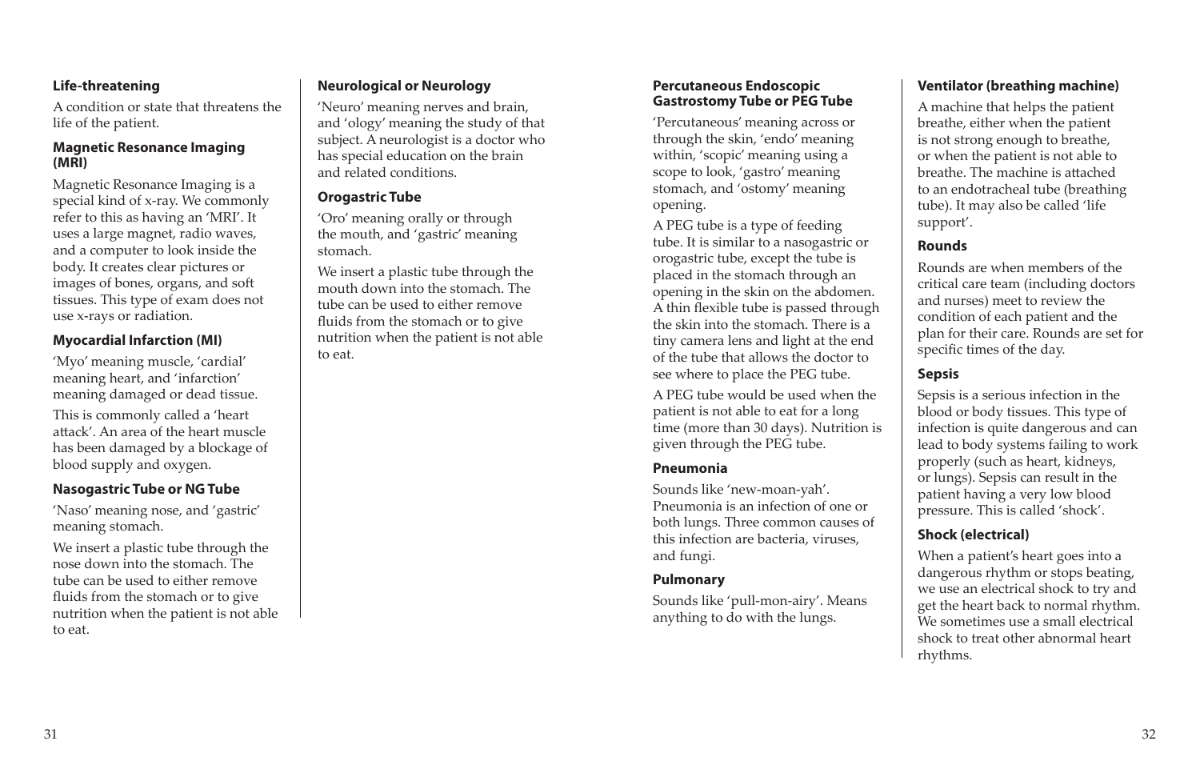### Life-threatening

A condition or state that threatens the life of the patient.

### Magnetic Resonance Imaging (MRI)

Magnetic Resonance Imaging is a special kind of x-ray. We commonly refer to this as having an 'MRI'. It uses a large magnet, radio waves, and a computer to look inside the body. It creates clear pictures or images of bones, organs, and soft tissues. This type of exam does not use x-rays or radiation.

### Myocardial Infarction (MI)

'Myo' meaning muscle, 'cardial' meaning heart, and 'infarction' meaning damaged or dead tissue.

This is commonly called a 'heart attack'. An area of the heart muscle has been damaged by a blockage of blood supply and oxygen.

### Nasogastric Tube or NG Tube

'Naso' meaning nose, and 'gastric' meaning stomach.

We insert a plastic tube through the nose down into the stomach. The tube can be used to either remove fluids from the stomach or to give nutrition when the patient is not able to eat.

### Neurological or Neurology

'Neuro' meaning nerves and brain, and 'ology' meaning the study of that subject. A neurologist is a doctor who has special education on the brain and related conditions.

### Orogastric Tube

'Oro' meaning orally or through the mouth, and 'gastric' meaning stomach.

We insert a plastic tube through the mouth down into the stomach. The tube can be used to either remove fluids from the stomach or to give nutrition when the patient is not able to eat.

### Percutaneous Endoscopic Gastrostomy Tube or PEG Tube

'Percutaneous' meaning across or through the skin, 'endo' meaning within, 'scopic' meaning using a scope to look, 'gastro' meaning stomach, and 'ostomy' meaning opening.

A PEG tube is a type of feeding tube. It is similar to a nasogastric or orogastric tube, except the tube is placed in the stomach through an opening in the skin on the abdomen. A thin flexible tube is passed through the skin into the stomach. There is a tiny camera lens and light at the end of the tube that allows the doctor to see where to place the PEG tube.

A PEG tube would be used when the patient is not able to eat for a long time (more than 30 days). Nutrition is given through the PEG tube.

### Pneumonia

Sounds like 'new-moan-yah'. Pneumonia is an infection of one or both lungs. Three common causes of this infection are bacteria, viruses, and fungi.

### Pulmonary

Sounds like 'pull-mon-airy'. Means anything to do with the lungs.

### Ventilator (breathing machine)

A machine that helps the patient breathe, either when the patient is not strong enough to breathe, or when the patient is not able to breathe. The machine is attached to an endotracheal tube (breathing tube). It may also be called 'life support'.

### Rounds

Rounds are when members of the critical care team (including doctors and nurses) meet to review the condition of each patient and the plan for their care. Rounds are set for specific times of the day.

### Sepsis

Sepsis is a serious infection in the blood or body tissues. This type of infection is quite dangerous and can lead to body systems failing to work properly (such as heart, kidneys, or lungs). Sepsis can result in the patient having a very low blood pressure. This is called 'shock'.

### Shock (electrical)

When a patient's heart goes into a dangerous rhythm or stops beating, we use an electrical shock to try and get the heart back to normal rhythm. We sometimes use a small electrical shock to treat other abnormal heart rhythms.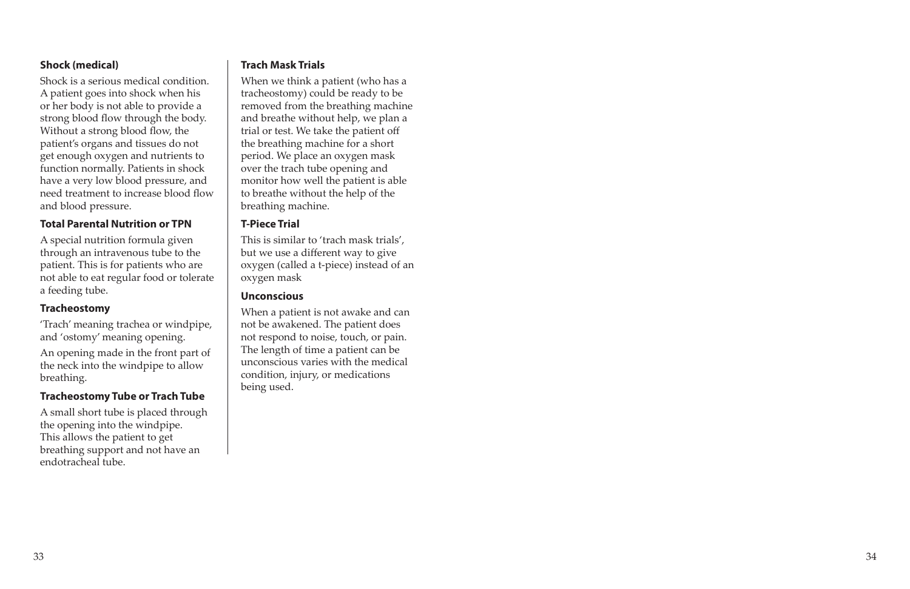### Shock (medical)

Shock is a serious medical condition. A patient goes into shock when his or her body is not able to provide a strong blood flow through the body. Without a strong blood flow, the patient's organs and tissues do not get enough oxygen and nutrients to function normally. Patients in shock have a very low blood pressure, and need treatment to increase blood flow and blood pressure.

### Total Parental Nutrition or TPN

A special nutrition formula given through an intravenous tube to the patient. This is for patients who are not able to eat regular food or tolerate a feeding tube.

### Tracheostomy

'Trach' meaning trachea or windpipe, and 'ostomy' meaning opening.

An opening made in the front part of the neck into the windpipe to allow breathing.

### Tracheostomy Tube or Trach Tube

A small short tube is placed through the opening into the windpipe. This allows the patient to get breathing support and not have an endotracheal tube.

### Trach Mask Trials

When we think a patient (who has a tracheostomy) could be ready to be removed from the breathing machine and breathe without help, we plan a trial or test. We take the patient off the breathing machine for a short period. We place an oxygen mask over the trach tube opening and monitor how well the patient is able to breathe without the help of the breathing machine.

### T-Piece Trial

This is similar to 'trach mask trials', but we use a different way to give oxygen (called a t-piece) instead of an oxygen mask

### Unconscious

When a patient is not awake and can not be awakened. The patient does not respond to noise, touch, or pain. The length of time a patient can be unconscious varies with the medical condition, injury, or medications being used.